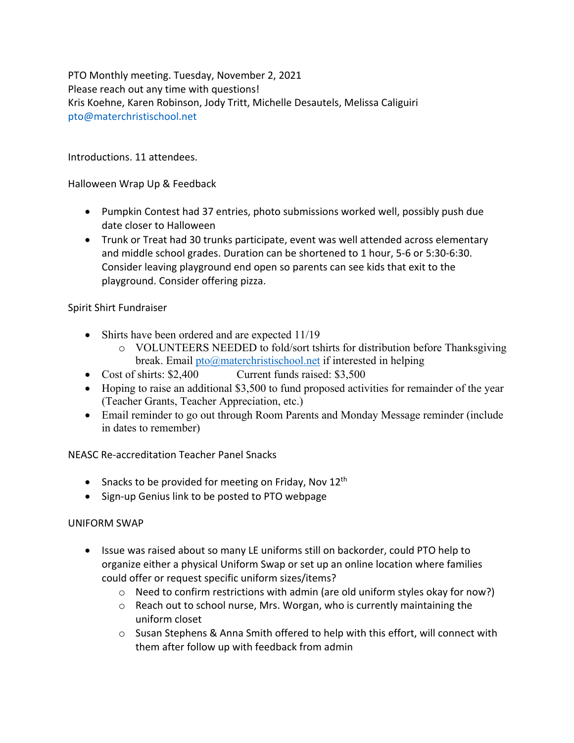PTO Monthly meeting. Tuesday, November 2, 2021
Please reach out any time with questions!
Kris Koehne, Karen Robinson, Jody Tritt, Michelle Desautels, Melissa Caliguiri
pto@materchristischool.net

Introductions. 11 attendees.

Halloween Wrap Up & Feedback

- Pumpkin Contest had 37 entries, photo submissions worked well, possibly push due date closer to Halloween
- Trunk or Treat had 30 trunks participate, event was well attended across elementary and middle school grades. Duration can be shortened to 1 hour, 5-6 or 5:30-6:30. Consider leaving playground end open so parents can see kids that exit to the playground. Consider offering pizza.

Spirit Shirt Fundraiser

- Shirts have been ordered and are expected 11/19
  - VOLUNTEERS NEEDED to fold/sort tshirts for distribution before Thanksgiving break. Email pto@materchristischool.net if interested in helping
- Cost of shirts: $2,400 Current funds raised: $3,500
- Hoping to raise an additional $3,500 to fund proposed activities for remainder of the year (Teacher Grants, Teacher Appreciation, etc.)
- Email reminder to go out through Room Parents and Monday Message reminder (include in dates to remember)

NEASC Re-accreditation Teacher Panel Snacks

- Snacks to be provided for meeting on Friday, Nov 12th
- Sign-up Genius link to be posted to PTO webpage

UNIFORM SWAP

- Issue was raised about so many LE uniforms still on backorder, could PTO help to organize either a physical Uniform Swap or set up an online location where families could offer or request specific uniform sizes/items?
  - Need to confirm restrictions with admin (are old uniform styles okay for now?)
  - Reach out to school nurse, Mrs. Worgan, who is currently maintaining the uniform closet
  - Susan Stephens & Anna Smith offered to help with this effort, will connect with them after follow up with feedback from admin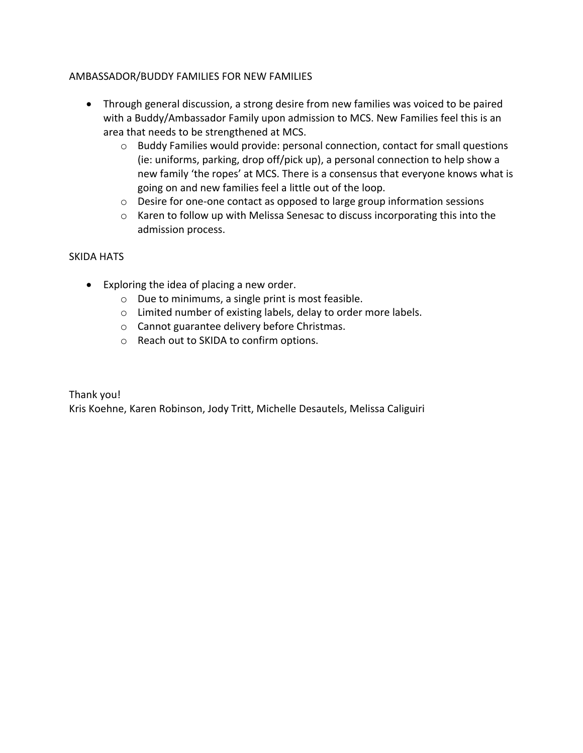## AMBASSADOR/BUDDY FAMILIES FOR NEW FAMILIES

- Through general discussion, a strong desire from new families was voiced to be paired with a Buddy/Ambassador Family upon admission to MCS. New Families feel this is an area that needs to be strengthened at MCS.
    - Buddy Families would provide: personal connection, contact for small questions (ie: uniforms, parking, drop off/pick up), a personal connection to help show a new family 'the ropes' at MCS. There is a consensus that everyone knows what is going on and new families feel a little out of the loop.
    - Desire for one-one contact as opposed to large group information sessions
    - Karen to follow up with Melissa Senesac to discuss incorporating this into the admission process.

## SKIDA HATS

- Exploring the idea of placing a new order.
    - Due to minimums, a single print is most feasible.
    - Limited number of existing labels, delay to order more labels.
    - Cannot guarantee delivery before Christmas.
    - Reach out to SKIDA to confirm options.

Thank you!
Kris Koehne, Karen Robinson, Jody Tritt, Michelle Desautels, Melissa Caliguiri